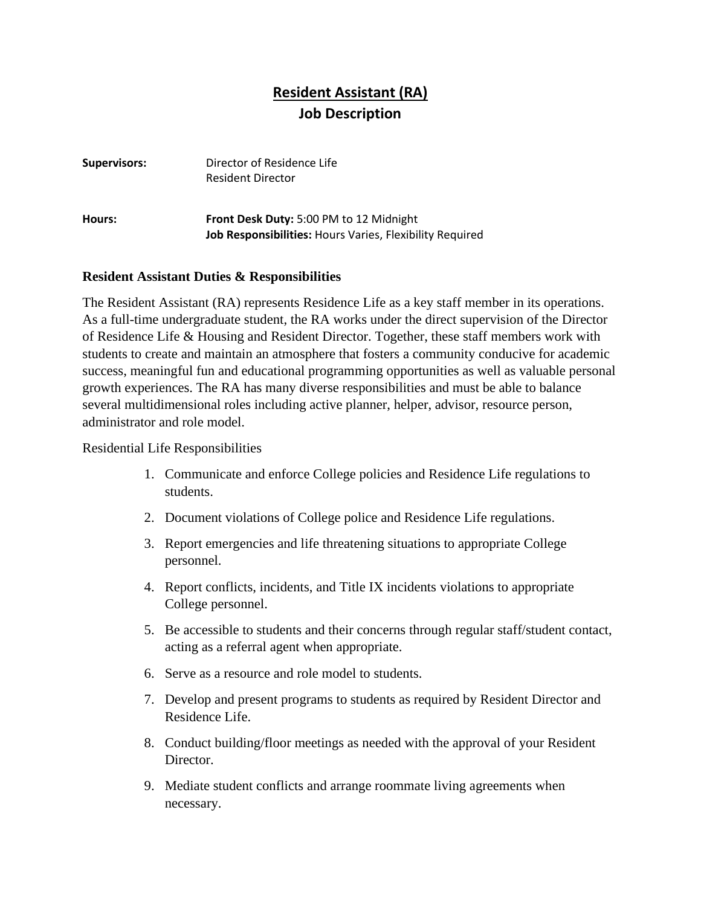# Resident Assistant (RA)
## Job Description

**Supervisors:** Director of Residence Life
Resident Director

**Hours:** **Front Desk Duty:** 5:00 PM to 12 Midnight
**Job Responsibilities:** Hours Varies, Flexibility Required

### Resident Assistant Duties & Responsibilities

The Resident Assistant (RA) represents Residence Life as a key staff member in its operations. As a full-time undergraduate student, the RA works under the direct supervision of the Director of Residence Life & Housing and Resident Director. Together, these staff members work with students to create and maintain an atmosphere that fosters a community conducive for academic success, meaningful fun and educational programming opportunities as well as valuable personal growth experiences. The RA has many diverse responsibilities and must be able to balance several multidimensional roles including active planner, helper, advisor, resource person, administrator and role model.

Residential Life Responsibilities

1. Communicate and enforce College policies and Residence Life regulations to students.
2. Document violations of College police and Residence Life regulations.
3. Report emergencies and life threatening situations to appropriate College personnel.
4. Report conflicts, incidents, and Title IX incidents violations to appropriate College personnel.
5. Be accessible to students and their concerns through regular staff/student contact, acting as a referral agent when appropriate.
6. Serve as a resource and role model to students.
7. Develop and present programs to students as required by Resident Director and Residence Life.
8. Conduct building/floor meetings as needed with the approval of your Resident Director.
9. Mediate student conflicts and arrange roommate living agreements when necessary.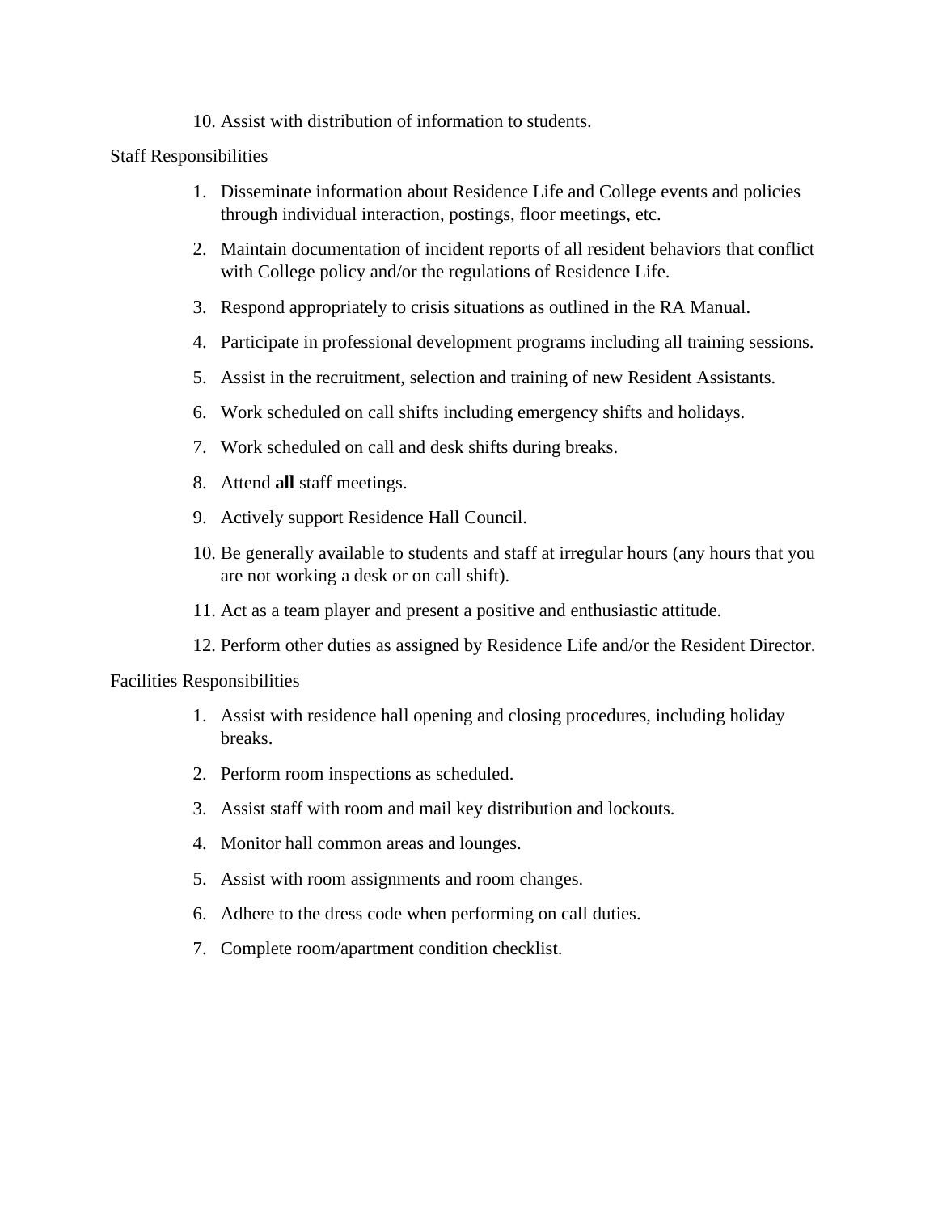10. Assist with distribution of information to students.

Staff Responsibilities

1. Disseminate information about Residence Life and College events and policies through individual interaction, postings, floor meetings, etc.
2. Maintain documentation of incident reports of all resident behaviors that conflict with College policy and/or the regulations of Residence Life.
3. Respond appropriately to crisis situations as outlined in the RA Manual.
4. Participate in professional development programs including all training sessions.
5. Assist in the recruitment, selection and training of new Resident Assistants.
6. Work scheduled on call shifts including emergency shifts and holidays.
7. Work scheduled on call and desk shifts during breaks.
8. Attend **all** staff meetings.
9. Actively support Residence Hall Council.
10. Be generally available to students and staff at irregular hours (any hours that you are not working a desk or on call shift).
11. Act as a team player and present a positive and enthusiastic attitude.
12. Perform other duties as assigned by Residence Life and/or the Resident Director.

Facilities Responsibilities

1. Assist with residence hall opening and closing procedures, including holiday breaks.
2. Perform room inspections as scheduled.
3. Assist staff with room and mail key distribution and lockouts.
4. Monitor hall common areas and lounges.
5. Assist with room assignments and room changes.
6. Adhere to the dress code when performing on call duties.
7. Complete room/apartment condition checklist.